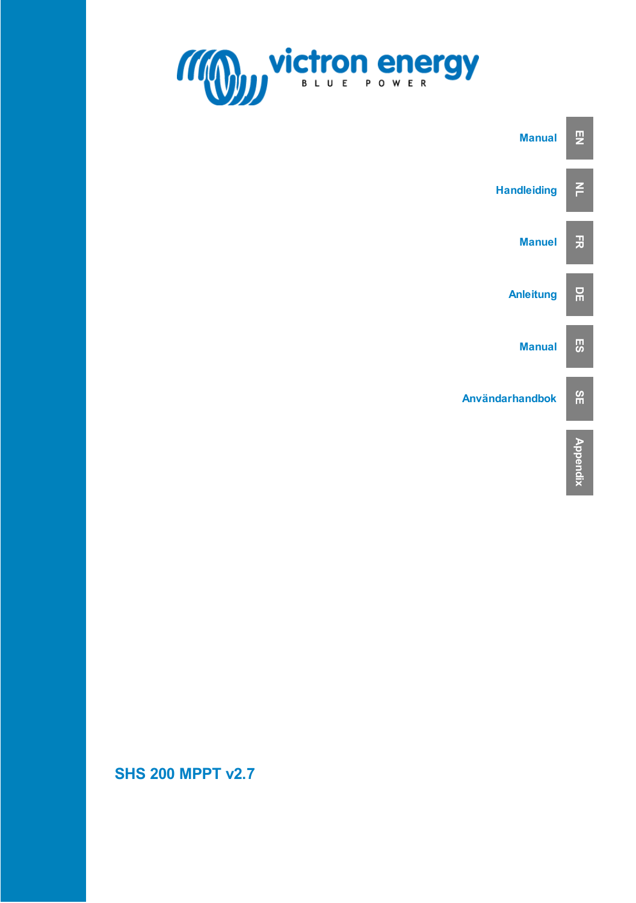victron energy

BLUE POWER

Manual — EN

Handleiding — NL

Manuel — FR

Anleitung — DE

Manual — ES

Användarhandbok — SE

Appendix

# SHS 200 MPPT v2.7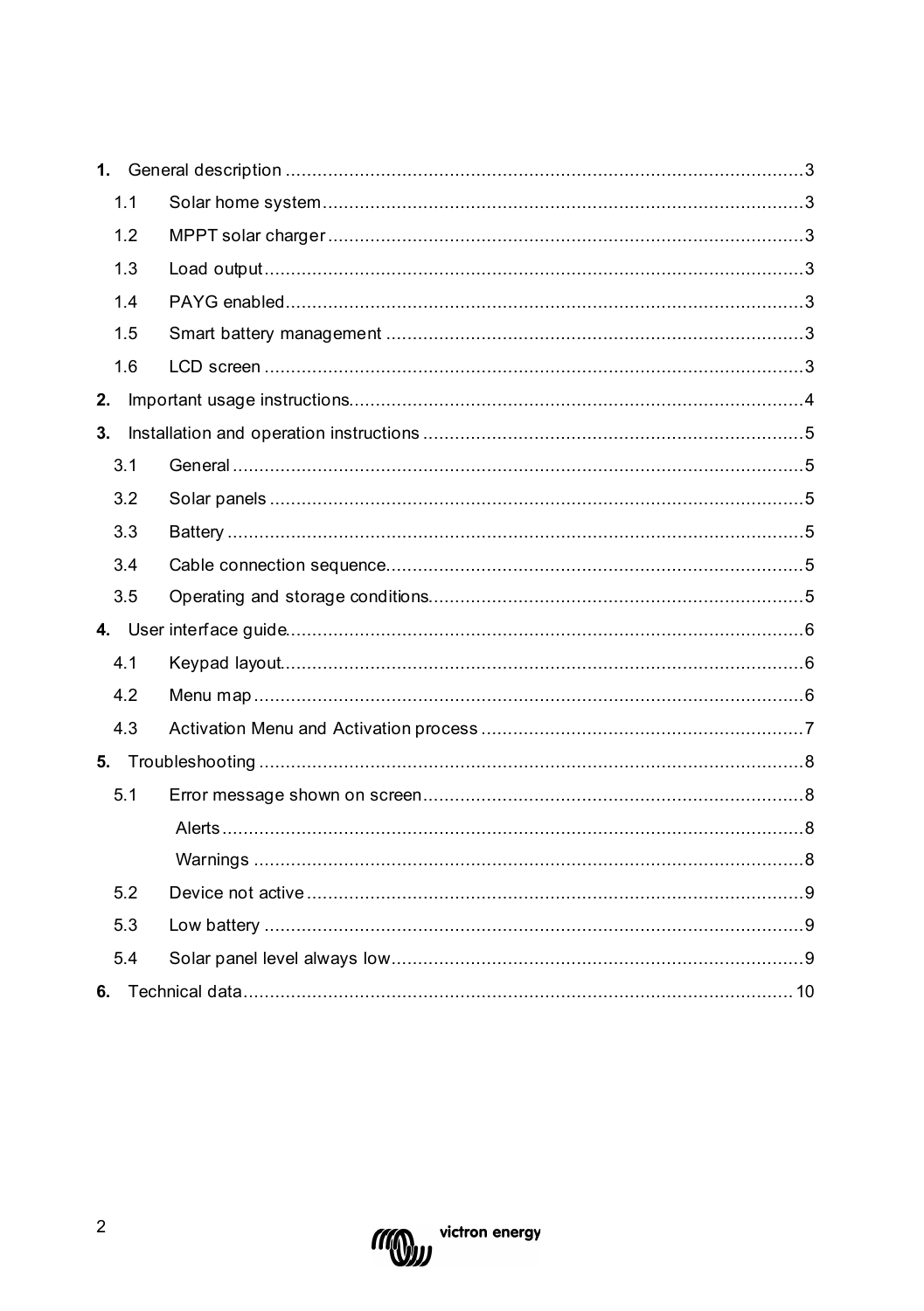**1.** General description ... 3

- 1.1 Solar home system ... 3
- 1.2 MPPT solar charger ... 3
- 1.3 Load output ... 3
- 1.4 PAYG enabled ... 3
- 1.5 Smart battery management ... 3
- 1.6 LCD screen ... 3

**2.** Important usage instructions ... 4

**3.** Installation and operation instructions ... 5

- 3.1 General ... 5
- 3.2 Solar panels ... 5
- 3.3 Battery ... 5
- 3.4 Cable connection sequence ... 5
- 3.5 Operating and storage conditions ... 5

**4.** User interface guide ... 6

- 4.1 Keypad layout ... 6
- 4.2 Menu map ... 6
- 4.3 Activation Menu and Activation process ... 7

**5.** Troubleshooting ... 8

- 5.1 Error message shown on screen ... 8
  - Alerts ... 8
  - Warnings ... 8
- 5.2 Device not active ... 9
- 5.3 Low battery ... 9
- 5.4 Solar panel level always low ... 9

**6.** Technical data ... 10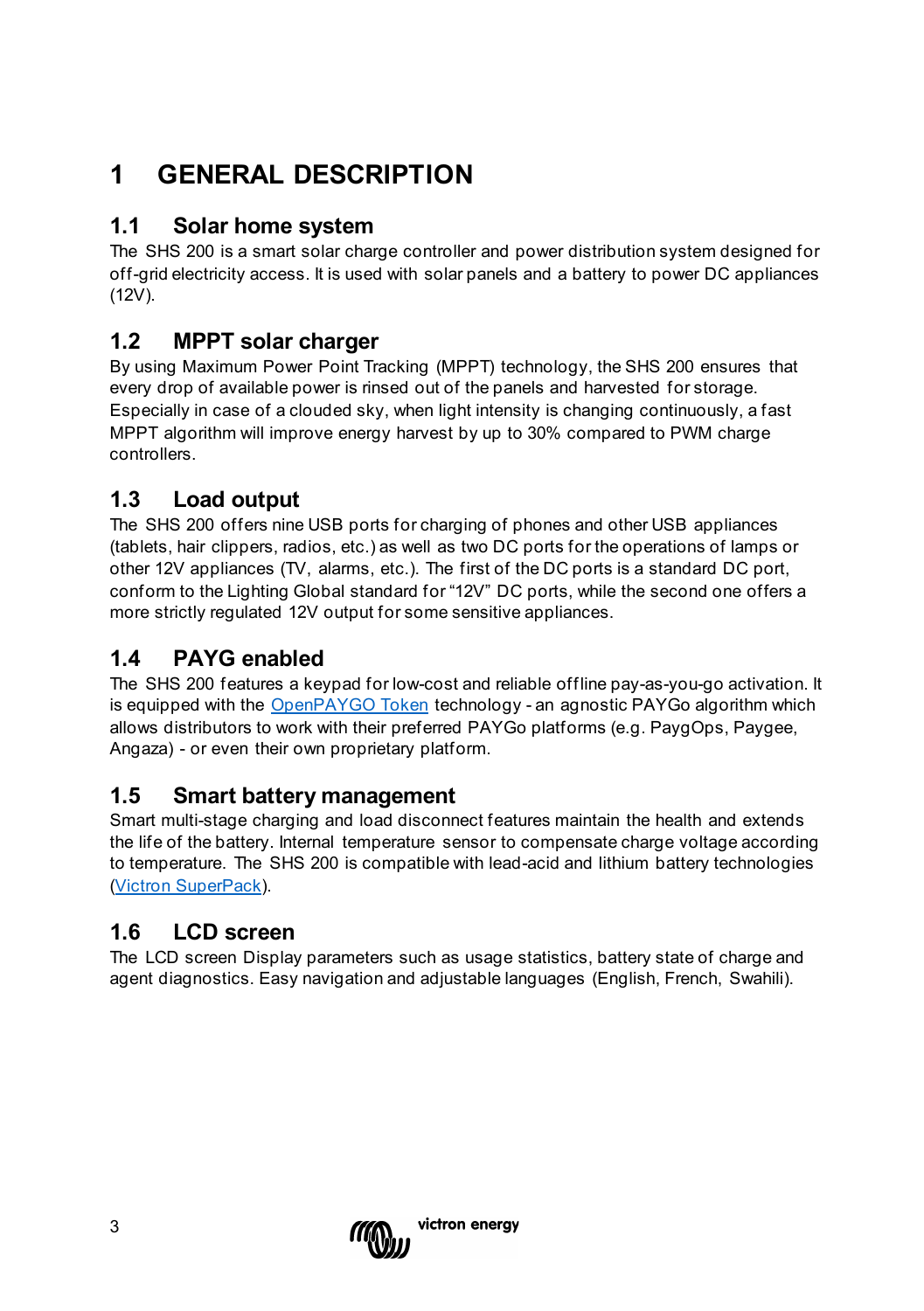# 1 GENERAL DESCRIPTION

## 1.1 Solar home system

The SHS 200 is a smart solar charge controller and power distribution system designed for off-grid electricity access. It is used with solar panels and a battery to power DC appliances (12V).

## 1.2 MPPT solar charger

By using Maximum Power Point Tracking (MPPT) technology, the SHS 200 ensures that every drop of available power is rinsed out of the panels and harvested for storage. Especially in case of a clouded sky, when light intensity is changing continuously, a fast MPPT algorithm will improve energy harvest by up to 30% compared to PWM charge controllers.

## 1.3 Load output

The SHS 200 offers nine USB ports for charging of phones and other USB appliances (tablets, hair clippers, radios, etc.) as well as two DC ports for the operations of lamps or other 12V appliances (TV, alarms, etc.). The first of the DC ports is a standard DC port, conform to the Lighting Global standard for "12V" DC ports, while the second one offers a more strictly regulated 12V output for some sensitive appliances.

## 1.4 PAYG enabled

The SHS 200 features a keypad for low-cost and reliable offline pay-as-you-go activation. It is equipped with the OpenPAYGO Token technology - an agnostic PAYGo algorithm which allows distributors to work with their preferred PAYGo platforms (e.g. PaygOps, Paygee, Angaza) - or even their own proprietary platform.

## 1.5 Smart battery management

Smart multi-stage charging and load disconnect features maintain the health and extends the life of the battery. Internal temperature sensor to compensate charge voltage according to temperature. The SHS 200 is compatible with lead-acid and lithium battery technologies (Victron SuperPack).

## 1.6 LCD screen

The LCD screen Display parameters such as usage statistics, battery state of charge and agent diagnostics. Easy navigation and adjustable languages (English, French, Swahili).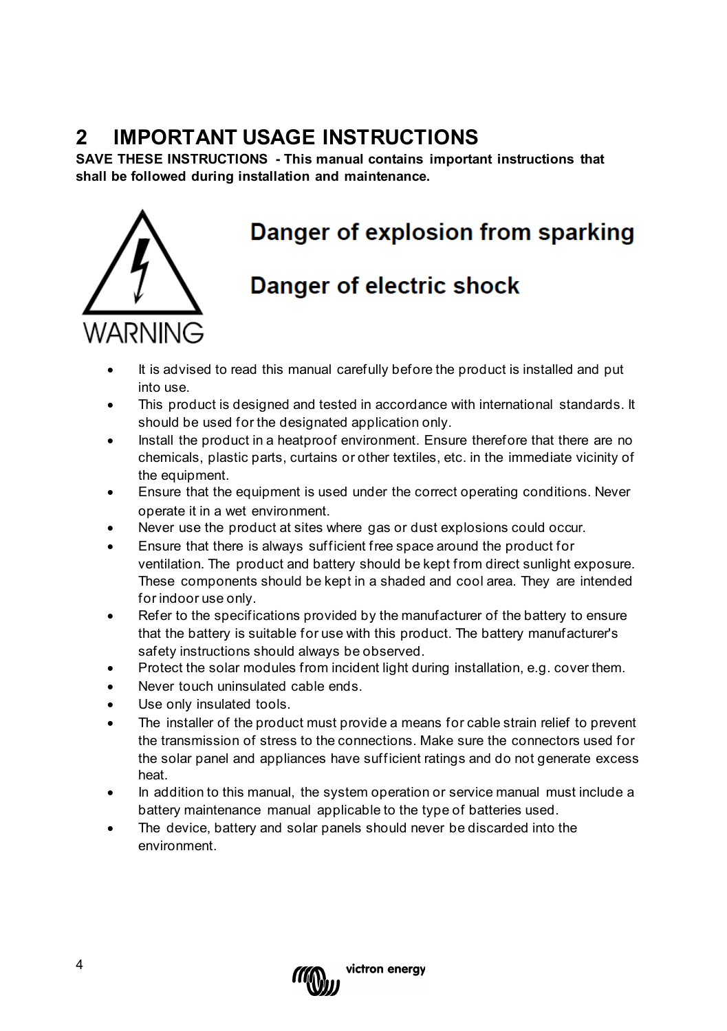# 2 IMPORTANT USAGE INSTRUCTIONS

**SAVE THESE INSTRUCTIONS - This manual contains important instructions that shall be followed during installation and maintenance.**

WARNING

**Danger of explosion from sparking**

**Danger of electric shock**

- It is advised to read this manual carefully before the product is installed and put into use.
- This product is designed and tested in accordance with international standards. It should be used for the designated application only.
- Install the product in a heatproof environment. Ensure therefore that there are no chemicals, plastic parts, curtains or other textiles, etc. in the immediate vicinity of the equipment.
- Ensure that the equipment is used under the correct operating conditions. Never operate it in a wet environment.
- Never use the product at sites where gas or dust explosions could occur.
- Ensure that there is always sufficient free space around the product for ventilation. The product and battery should be kept from direct sunlight exposure. These components should be kept in a shaded and cool area. They are intended for indoor use only.
- Refer to the specifications provided by the manufacturer of the battery to ensure that the battery is suitable for use with this product. The battery manufacturer's safety instructions should always be observed.
- Protect the solar modules from incident light during installation, e.g. cover them.
- Never touch uninsulated cable ends.
- Use only insulated tools.
- The installer of the product must provide a means for cable strain relief to prevent the transmission of stress to the connections. Make sure the connectors used for the solar panel and appliances have sufficient ratings and do not generate excess heat.
- In addition to this manual, the system operation or service manual must include a battery maintenance manual applicable to the type of batteries used.
- The device, battery and solar panels should never be discarded into the environment.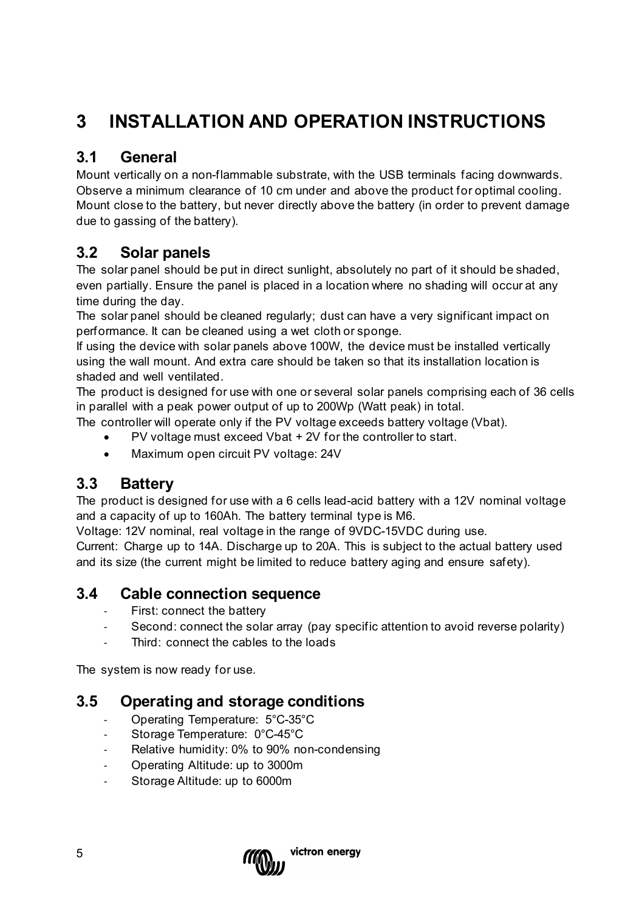# 3 INSTALLATION AND OPERATION INSTRUCTIONS

## 3.1 General

Mount vertically on a non-flammable substrate, with the USB terminals facing downwards. Observe a minimum clearance of 10 cm under and above the product for optimal cooling. Mount close to the battery, but never directly above the battery (in order to prevent damage due to gassing of the battery).

## 3.2 Solar panels

The solar panel should be put in direct sunlight, absolutely no part of it should be shaded, even partially. Ensure the panel is placed in a location where no shading will occur at any time during the day.
The solar panel should be cleaned regularly; dust can have a very significant impact on performance. It can be cleaned using a wet cloth or sponge.
If using the device with solar panels above 100W, the device must be installed vertically using the wall mount. And extra care should be taken so that its installation location is shaded and well ventilated.
The product is designed for use with one or several solar panels comprising each of 36 cells in parallel with a peak power output of up to 200Wp (Watt peak) in total.
The controller will operate only if the PV voltage exceeds battery voltage (Vbat).

- PV voltage must exceed Vbat + 2V for the controller to start.
- Maximum open circuit PV voltage: 24V

## 3.3 Battery

The product is designed for use with a 6 cells lead-acid battery with a 12V nominal voltage and a capacity of up to 160Ah. The battery terminal type is M6.
Voltage: 12V nominal, real voltage in the range of 9VDC-15VDC during use.
Current: Charge up to 14A. Discharge up to 20A. This is subject to the actual battery used and its size (the current might be limited to reduce battery aging and ensure safety).

## 3.4 Cable connection sequence

- First: connect the battery
- Second: connect the solar array (pay specific attention to avoid reverse polarity)
- Third: connect the cables to the loads

The system is now ready for use.

## 3.5 Operating and storage conditions

- Operating Temperature: 5°C-35°C
- Storage Temperature: 0°C-45°C
- Relative humidity: 0% to 90% non-condensing
- Operating Altitude: up to 3000m
- Storage Altitude: up to 6000m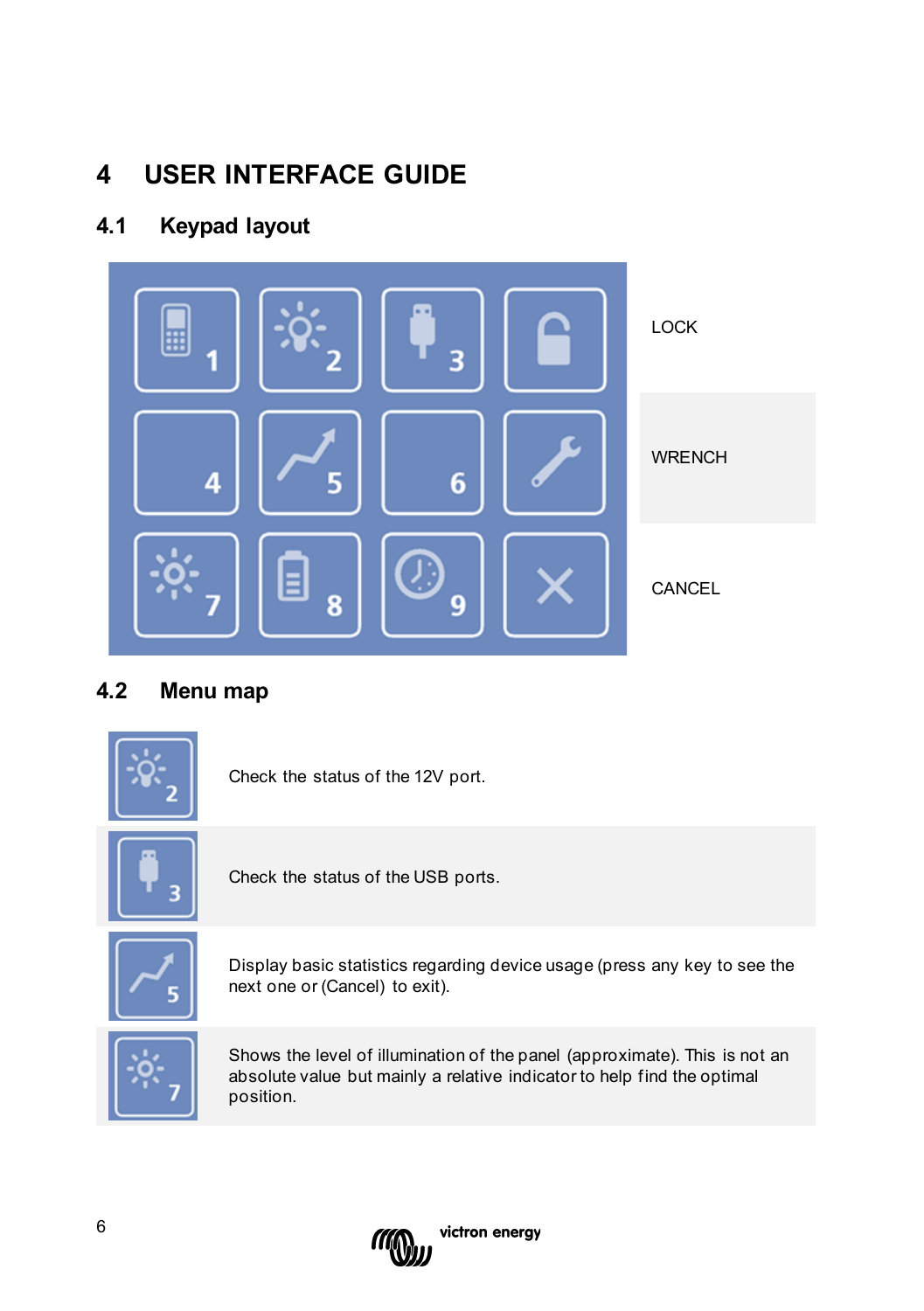# 4 USER INTERFACE GUIDE

## 4.1 Keypad layout

| Keypad | | | | |
|---|---|---|---|---|
| 1 | 2 | 3 | (lock) | LOCK |
| 4 | 5 | 6 | (wrench) | WRENCH |
| 7 | 8 | 9 | (cancel) | CANCEL |

## 4.2 Menu map

| Key | Description |
|---|---|
| 2 | Check the status of the 12V port. |
| 3 | Check the status of the USB ports. |
| 5 | Display basic statistics regarding device usage (press any key to see the next one or (Cancel) to exit). |
| 7 | Shows the level of illumination of the panel (approximate). This is not an absolute value but mainly a relative indicator to help find the optimal position. |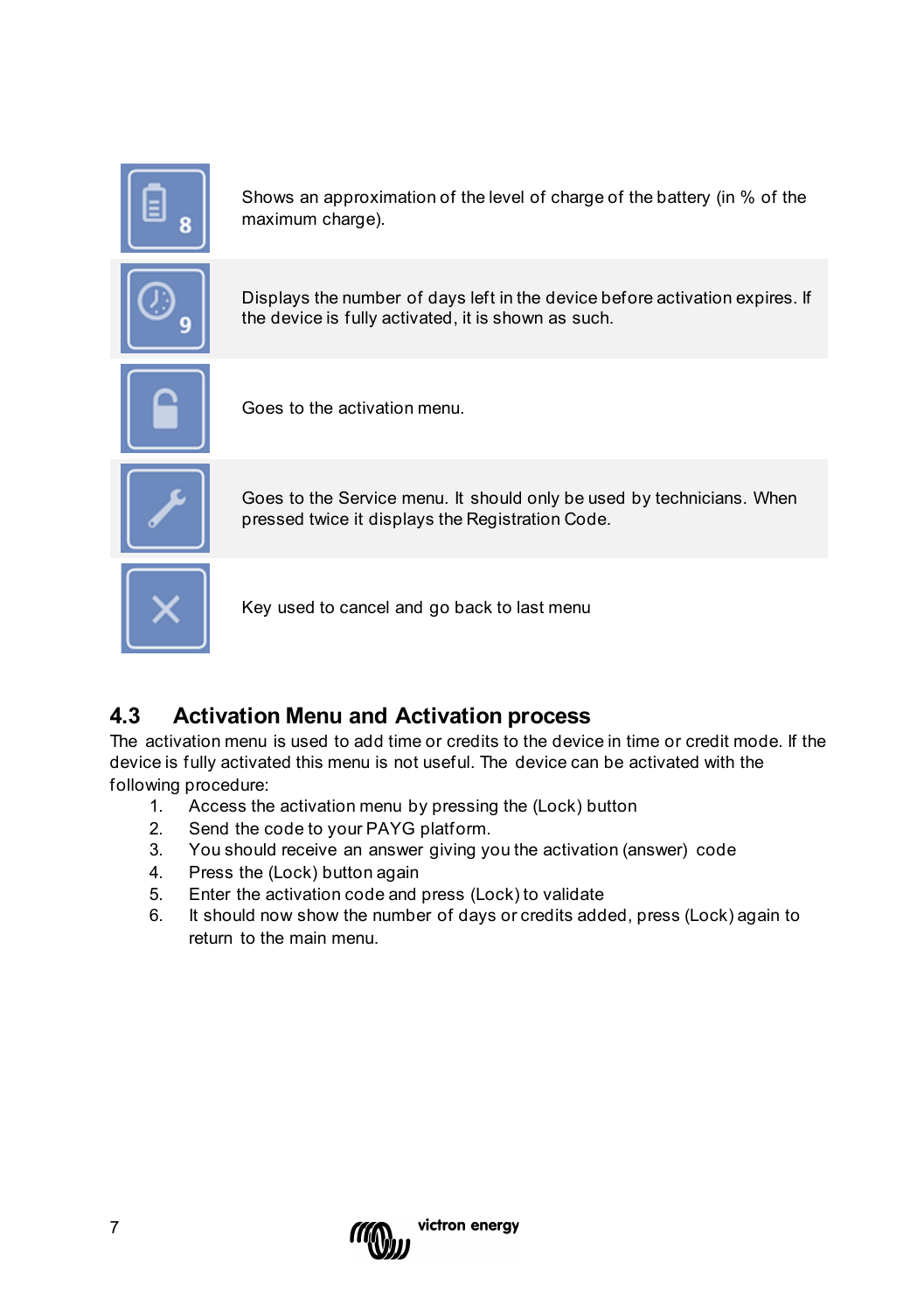| | |
|---|---|
| | Shows an approximation of the level of charge of the battery (in % of the maximum charge). |
| | Displays the number of days left in the device before activation expires. If the device is fully activated, it is shown as such. |
| | Goes to the activation menu. |
| | Goes to the Service menu. It should only be used by technicians. When pressed twice it displays the Registration Code. |
| | Key used to cancel and go back to last menu |

## 4.3 Activation Menu and Activation process

The activation menu is used to add time or credits to the device in time or credit mode. If the device is fully activated this menu is not useful. The device can be activated with the following procedure:

1. Access the activation menu by pressing the (Lock) button
2. Send the code to your PAYG platform.
3. You should receive an answer giving you the activation (answer) code
4. Press the (Lock) button again
5. Enter the activation code and press (Lock) to validate
6. It should now show the number of days or credits added, press (Lock) again to return to the main menu.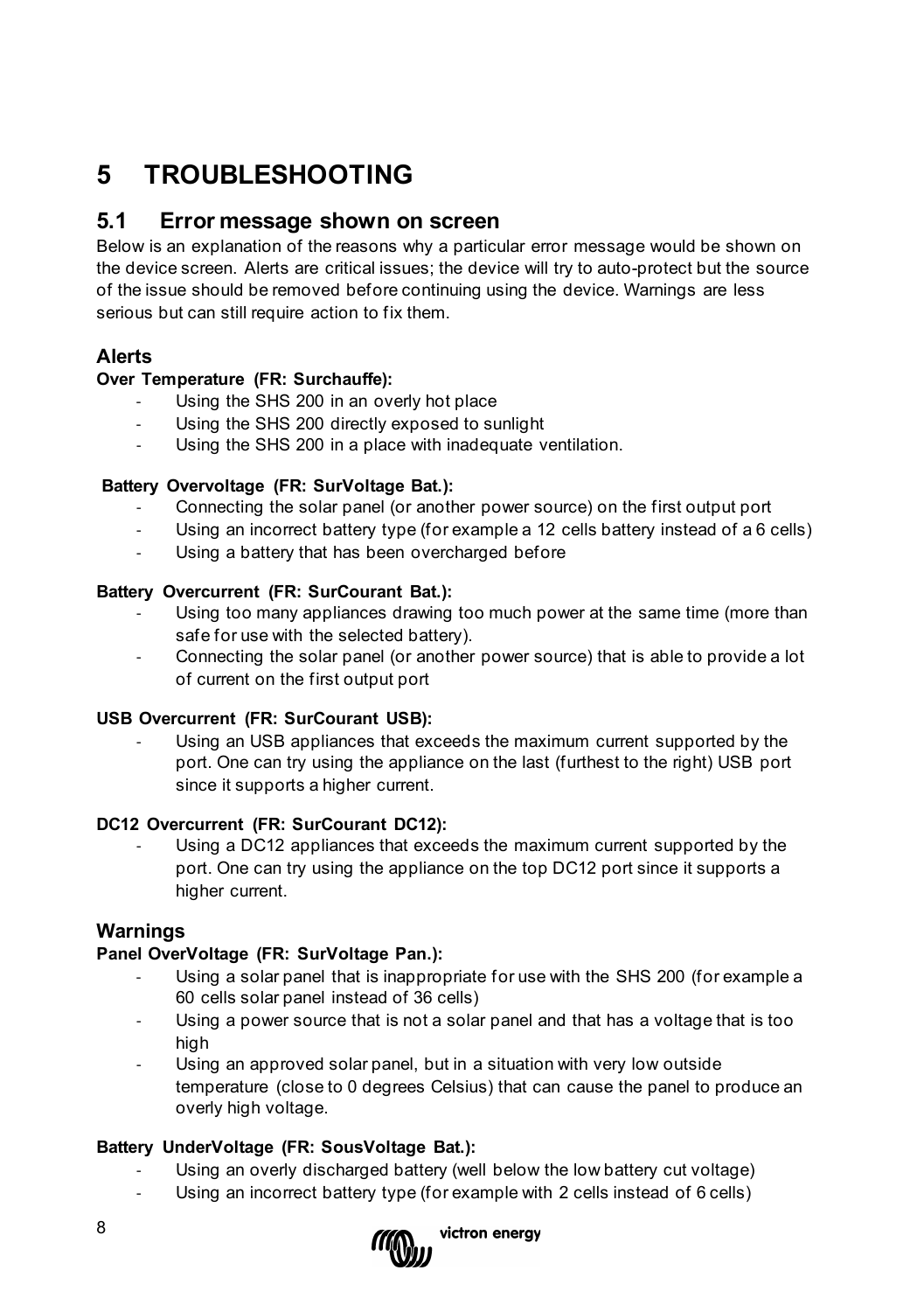# 5 TROUBLESHOOTING

## 5.1 Error message shown on screen

Below is an explanation of the reasons why a particular error message would be shown on the device screen. Alerts are critical issues; the device will try to auto-protect but the source of the issue should be removed before continuing using the device. Warnings are less serious but can still require action to fix them.

### Alerts

**Over Temperature (FR: Surchauffe):**

- Using the SHS 200 in an overly hot place
- Using the SHS 200 directly exposed to sunlight
- Using the SHS 200 in a place with inadequate ventilation.

**Battery Overvoltage (FR: SurVoltage Bat.):**

- Connecting the solar panel (or another power source) on the first output port
- Using an incorrect battery type (for example a 12 cells battery instead of a 6 cells)
- Using a battery that has been overcharged before

**Battery Overcurrent (FR: SurCourant Bat.):**

- Using too many appliances drawing too much power at the same time (more than safe for use with the selected battery).
- Connecting the solar panel (or another power source) that is able to provide a lot of current on the first output port

**USB Overcurrent (FR: SurCourant USB):**

- Using an USB appliances that exceeds the maximum current supported by the port. One can try using the appliance on the last (furthest to the right) USB port since it supports a higher current.

**DC12 Overcurrent (FR: SurCourant DC12):**

- Using a DC12 appliances that exceeds the maximum current supported by the port. One can try using the appliance on the top DC12 port since it supports a higher current.

### Warnings

**Panel OverVoltage (FR: SurVoltage Pan.):**

- Using a solar panel that is inappropriate for use with the SHS 200 (for example a 60 cells solar panel instead of 36 cells)
- Using a power source that is not a solar panel and that has a voltage that is too high
- Using an approved solar panel, but in a situation with very low outside temperature (close to 0 degrees Celsius) that can cause the panel to produce an overly high voltage.

**Battery UnderVoltage (FR: SousVoltage Bat.):**

- Using an overly discharged battery (well below the low battery cut voltage)
- Using an incorrect battery type (for example with 2 cells instead of 6 cells)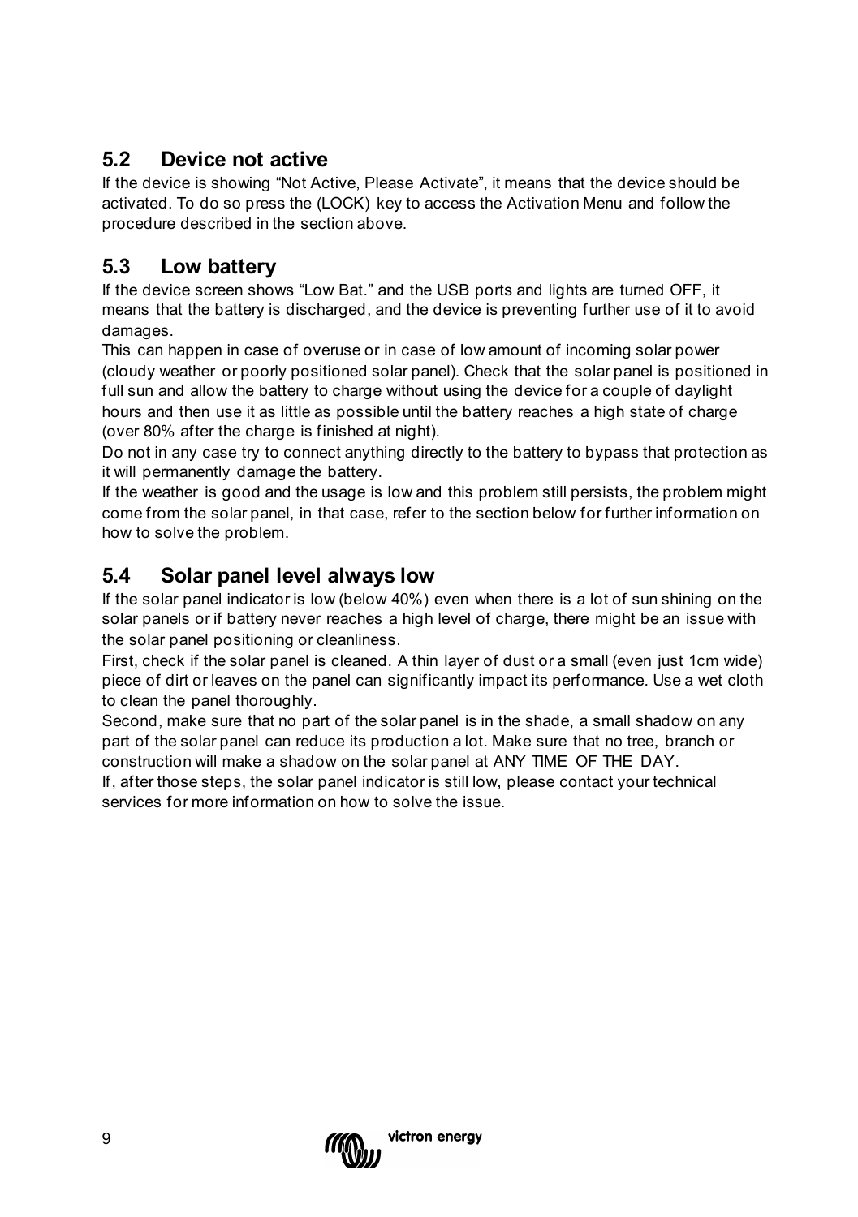## 5.2 Device not active

If the device is showing "Not Active, Please Activate", it means that the device should be activated. To do so press the (LOCK) key to access the Activation Menu and follow the procedure described in the section above.

## 5.3 Low battery

If the device screen shows "Low Bat." and the USB ports and lights are turned OFF, it means that the battery is discharged, and the device is preventing further use of it to avoid damages.

This can happen in case of overuse or in case of low amount of incoming solar power (cloudy weather or poorly positioned solar panel). Check that the solar panel is positioned in full sun and allow the battery to charge without using the device for a couple of daylight hours and then use it as little as possible until the battery reaches a high state of charge (over 80% after the charge is finished at night).

Do not in any case try to connect anything directly to the battery to bypass that protection as it will permanently damage the battery.

If the weather is good and the usage is low and this problem still persists, the problem might come from the solar panel, in that case, refer to the section below for further information on how to solve the problem.

## 5.4 Solar panel level always low

If the solar panel indicator is low (below 40%) even when there is a lot of sun shining on the solar panels or if battery never reaches a high level of charge, there might be an issue with the solar panel positioning or cleanliness.

First, check if the solar panel is cleaned. A thin layer of dust or a small (even just 1cm wide) piece of dirt or leaves on the panel can significantly impact its performance. Use a wet cloth to clean the panel thoroughly.

Second, make sure that no part of the solar panel is in the shade, a small shadow on any part of the solar panel can reduce its production a lot. Make sure that no tree, branch or construction will make a shadow on the solar panel at ANY TIME OF THE DAY.

If, after those steps, the solar panel indicator is still low, please contact your technical services for more information on how to solve the issue.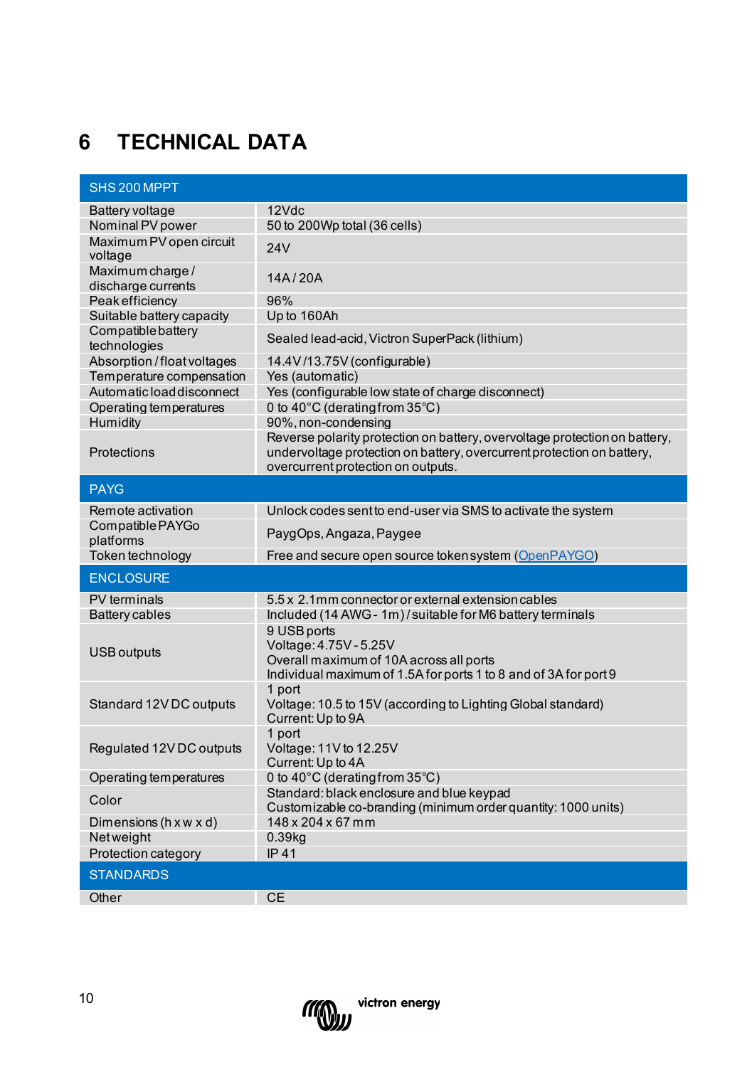# 6 TECHNICAL DATA

| SHS 200 MPPT | |
|---|---|
| Battery voltage | 12Vdc |
| Nominal PV power | 50 to 200Wp total (36 cells) |
| Maximum PV open circuit voltage | 24V |
| Maximum charge / discharge currents | 14A / 20A |
| Peak efficiency | 96% |
| Suitable battery capacity | Up to 160Ah |
| Compatible battery technologies | Sealed lead-acid, Victron SuperPack (lithium) |
| Absorption / float voltages | 14.4V /13.75V (configurable) |
| Temperature compensation | Yes (automatic) |
| Automatic load disconnect | Yes (configurable low state of charge disconnect) |
| Operating temperatures | 0 to 40°C (derating from 35°C) |
| Humidity | 90%, non-condensing |
| Protections | Reverse polarity protection on battery, overvoltage protection on battery, undervoltage protection on battery, overcurrent protection on battery, overcurrent protection on outputs. |
| **PAYG** | |
| Remote activation | Unlock codes sent to end-user via SMS to activate the system |
| Compatible PAYGo platforms | PaygOps, Angaza, Paygee |
| Token technology | Free and secure open source token system (OpenPAYGO) |
| **ENCLOSURE** | |
| PV terminals | 5.5 x 2.1mm connector or external extension cables |
| Battery cables | Included (14 AWG - 1m) / suitable for M6 battery terminals |
| USB outputs | 9 USB ports<br>Voltage: 4.75V - 5.25V<br>Overall maximum of 10A across all ports<br>Individual maximum of 1.5A for ports 1 to 8 and of 3A for port 9 |
| Standard 12V DC outputs | 1 port<br>Voltage: 10.5 to 15V (according to Lighting Global standard)<br>Current: Up to 9A |
| Regulated 12V DC outputs | 1 port<br>Voltage: 11V to 12.25V<br>Current: Up to 4A |
| Operating temperatures | 0 to 40°C (derating from 35°C) |
| Color | Standard: black enclosure and blue keypad<br>Customizable co-branding (minimum order quantity: 1000 units) |
| Dimensions (h x w x d) | 148 x 204 x 67 mm |
| Net weight | 0.39kg |
| Protection category | IP 41 |
| **STANDARDS** | |
| Other | CE |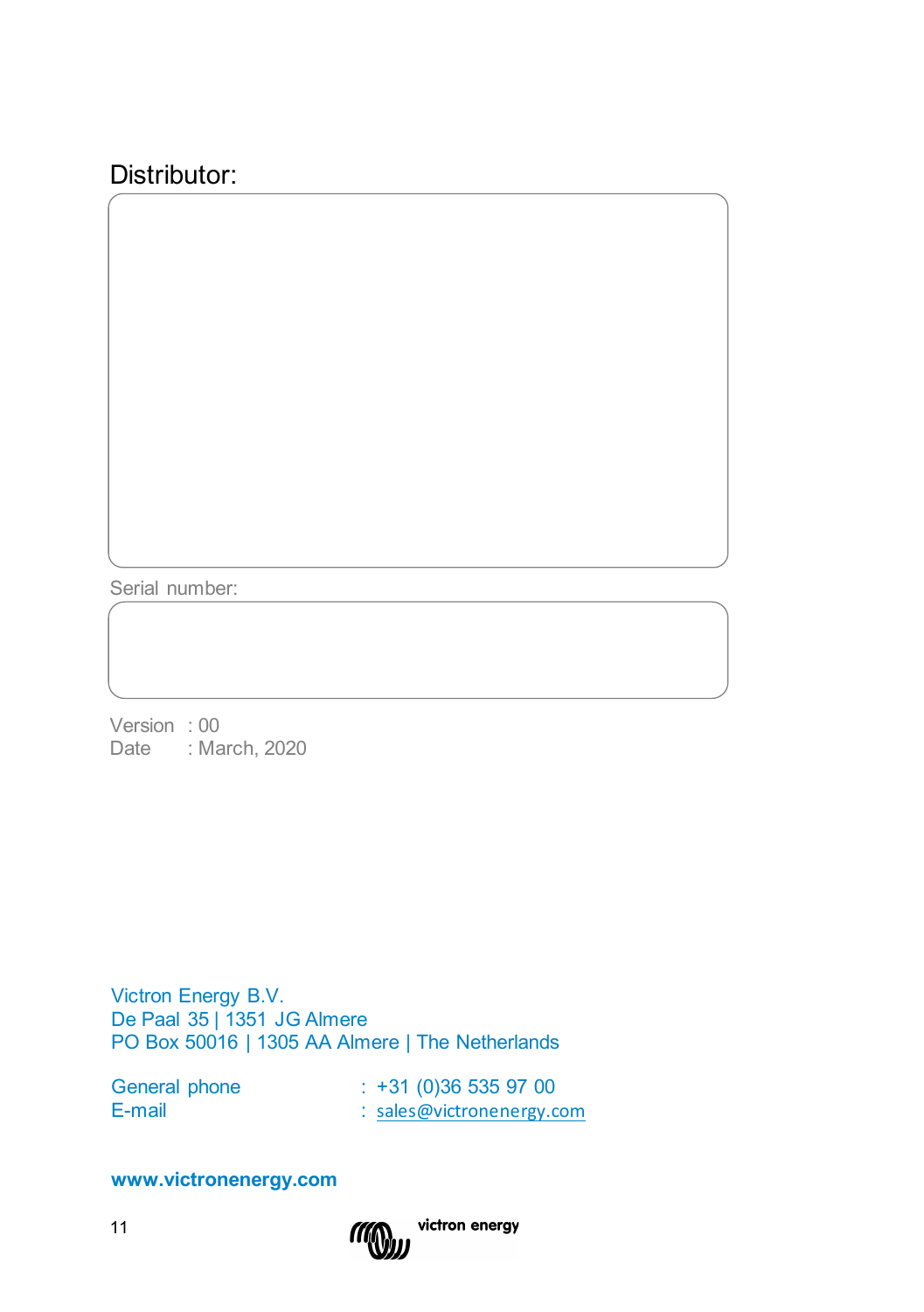Distributor:

Serial number:

Version : 00
Date : March, 2020

Victron Energy B.V.
De Paal 35 | 1351 JG Almere
PO Box 50016 | 1305 AA Almere | The Netherlands

General phone : +31 (0)36 535 97 00
E-mail : sales@victronenergy.com

**www.victronenergy.com**